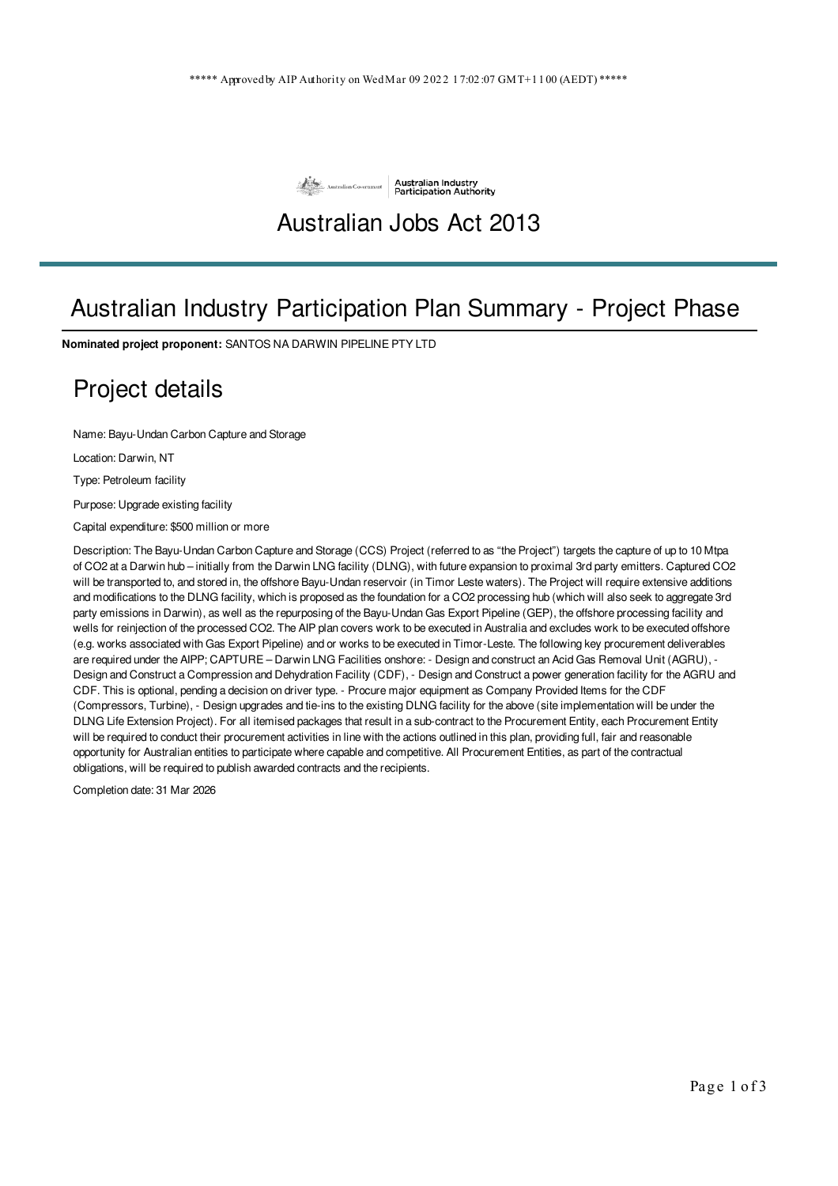***** Approved by AIP Authority on Wed Mar 09 2022 17:02:07 GMT+1100 (AEDT) *****

Australian Government | Australian Industry Participation Authority

# Australian Jobs Act 2013

## Australian Industry Participation Plan Summary - Project Phase

**Nominated project proponent:** SANTOS NA DARWIN PIPELINE PTY LTD

## Project details

Name: Bayu-Undan Carbon Capture and Storage

Location: Darwin, NT

Type: Petroleum facility

Purpose: Upgrade existing facility

Capital expenditure: $500 million or more

Description: The Bayu-Undan Carbon Capture and Storage (CCS) Project (referred to as "the Project") targets the capture of up to 10 Mtpa of $CO_2$ at a Darwin hub – initially from the Darwin LNG facility (DLNG), with future expansion to proximal 3rd party emitters. Captured $CO_2$ will be transported to, and stored in, the offshore Bayu-Undan reservoir (in Timor Leste waters). The Project will require extensive additions and modifications to the DLNG facility, which is proposed as the foundation for a $CO_2$ processing hub (which will also seek to aggregate 3rd party emissions in Darwin), as well as the repurposing of the Bayu-Undan Gas Export Pipeline (GEP), the offshore processing facility and wells for reinjection of the processed $CO_2$. The AIP plan covers work to be executed in Australia and excludes work to be executed offshore (e.g. works associated with Gas Export Pipeline) and or works to be executed in Timor-Leste. The following key procurement deliverables are required under the AIPP; CAPTURE – Darwin LNG Facilities onshore: - Design and construct an Acid Gas Removal Unit (AGRU), - Design and Construct a Compression and Dehydration Facility (CDF), - Design and Construct a power generation facility for the AGRU and CDF. This is optional, pending a decision on driver type. - Procure major equipment as Company Provided Items for the CDF (Compressors, Turbine), - Design upgrades and tie-ins to the existing DLNG facility for the above (site implementation will be under the DLNG Life Extension Project). For all itemised packages that result in a sub-contract to the Procurement Entity, each Procurement Entity will be required to conduct their procurement activities in line with the actions outlined in this plan, providing full, fair and reasonable opportunity for Australian entities to participate where capable and competitive. All Procurement Entities, as part of the contractual obligations, will be required to publish awarded contracts and the recipients.

Completion date: 31 Mar 2026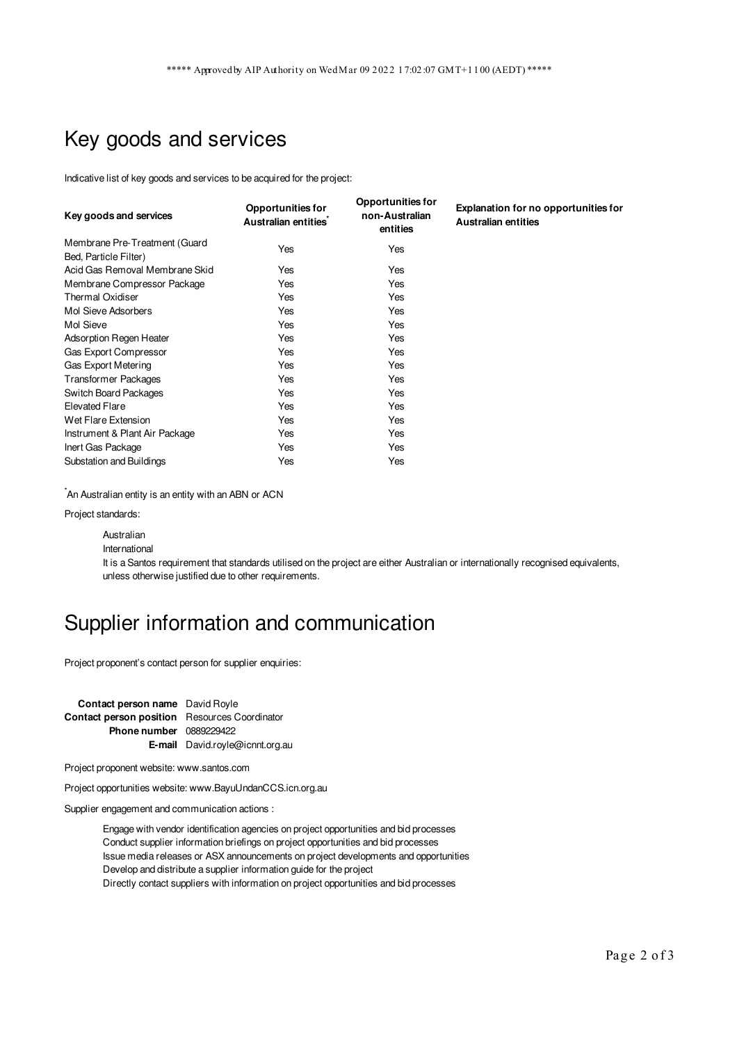***** Approved by AIP Authority on Wed Mar 09 2022 17:02:07 GMT+1100 (AEDT) *****

# Key goods and services

Indicative list of key goods and services to be acquired for the project:

| Key goods and services | Opportunities for Australian entities* | Opportunities for non-Australian entities | Explanation for no opportunities for Australian entities |
|---|---|---|---|
| Membrane Pre-Treatment (Guard Bed, Particle Filter) | Yes | Yes | |
| Acid Gas Removal Membrane Skid | Yes | Yes | |
| Membrane Compressor Package | Yes | Yes | |
| Thermal Oxidiser | Yes | Yes | |
| Mol Sieve Adsorbers | Yes | Yes | |
| Mol Sieve | Yes | Yes | |
| Adsorption Regen Heater | Yes | Yes | |
| Gas Export Compressor | Yes | Yes | |
| Gas Export Metering | Yes | Yes | |
| Transformer Packages | Yes | Yes | |
| Switch Board Packages | Yes | Yes | |
| Elevated Flare | Yes | Yes | |
| Wet Flare Extension | Yes | Yes | |
| Instrument & Plant Air Package | Yes | Yes | |
| Inert Gas Package | Yes | Yes | |
| Substation and Buildings | Yes | Yes | |

*An Australian entity is an entity with an ABN or ACN

Project standards:

- Australian
- International
- It is a Santos requirement that standards utilised on the project are either Australian or internationally recognised equivalents, unless otherwise justified due to other requirements.

# Supplier information and communication

Project proponent's contact person for supplier enquiries:

| | |
|---|---|
| **Contact person name** | David Royle |
| **Contact person position** | Resources Coordinator |
| **Phone number** | 0889229422 |
| **E-mail** | David.royle@icnnt.org.au |

Project proponent website: www.santos.com

Project opportunities website: www.BayuUndanCCS.icn.org.au

Supplier engagement and communication actions :

- Engage with vendor identification agencies on project opportunities and bid processes
- Conduct supplier information briefings on project opportunities and bid processes
- Issue media releases or ASX announcements on project developments and opportunities
- Develop and distribute a supplier information guide for the project
- Directly contact suppliers with information on project opportunities and bid processes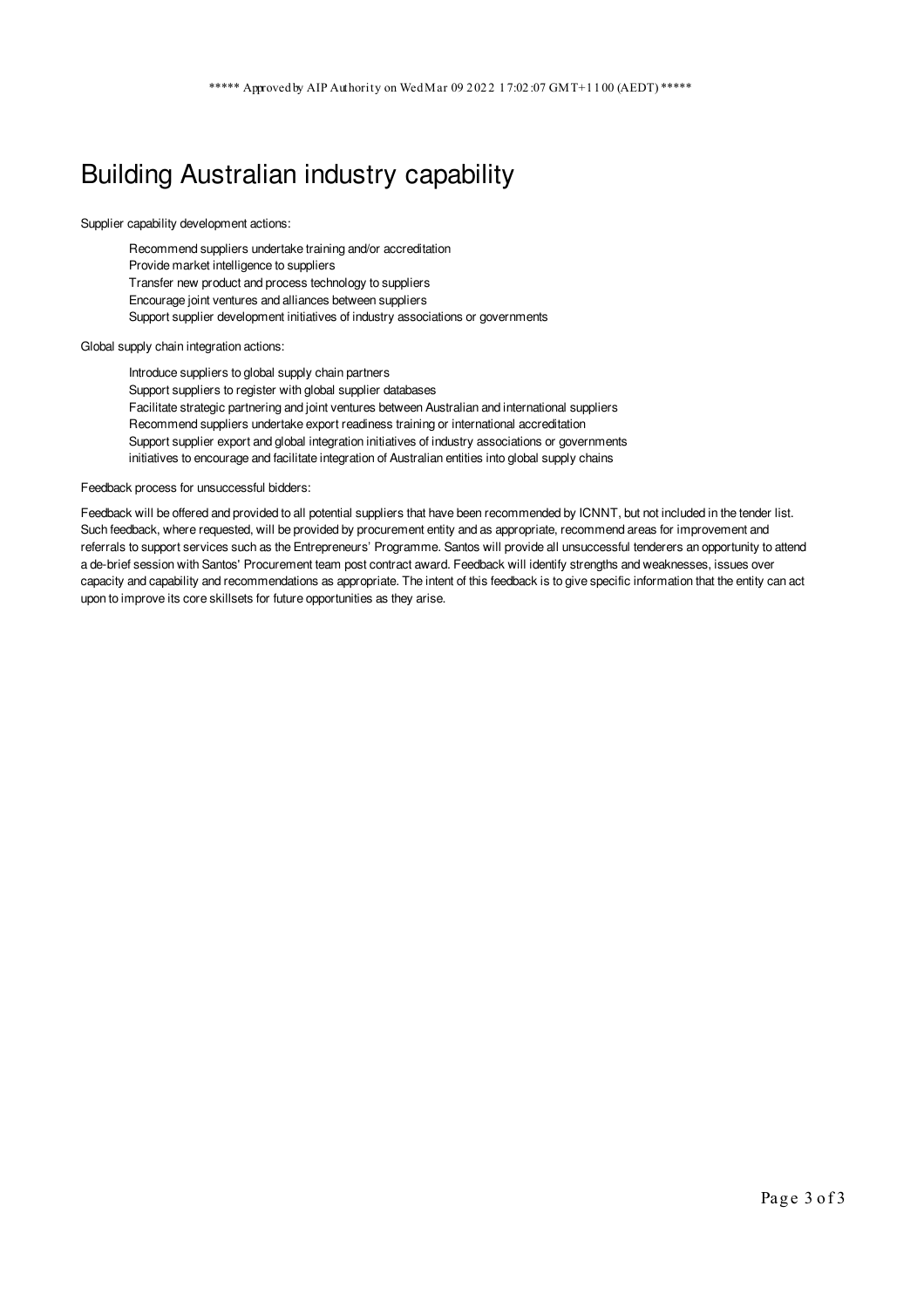# Building Australian industry capability

Supplier capability development actions:

- Recommend suppliers undertake training and/or accreditation
- Provide market intelligence to suppliers
- Transfer new product and process technology to suppliers
- Encourage joint ventures and alliances between suppliers
- Support supplier development initiatives of industry associations or governments

Global supply chain integration actions:

- Introduce suppliers to global supply chain partners
- Support suppliers to register with global supplier databases
- Facilitate strategic partnering and joint ventures between Australian and international suppliers
- Recommend suppliers undertake export readiness training or international accreditation
- Support supplier export and global integration initiatives of industry associations or governments
- initiatives to encourage and facilitate integration of Australian entities into global supply chains

Feedback process for unsuccessful bidders:

Feedback will be offered and provided to all potential suppliers that have been recommended by ICNNT, but not included in the tender list. Such feedback, where requested, will be provided by procurement entity and as appropriate, recommend areas for improvement and referrals to support services such as the Entrepreneurs' Programme. Santos will provide all unsuccessful tenderers an opportunity to attend a de-brief session with Santos' Procurement team post contract award. Feedback will identify strengths and weaknesses, issues over capacity and capability and recommendations as appropriate. The intent of this feedback is to give specific information that the entity can act upon to improve its core skillsets for future opportunities as they arise.